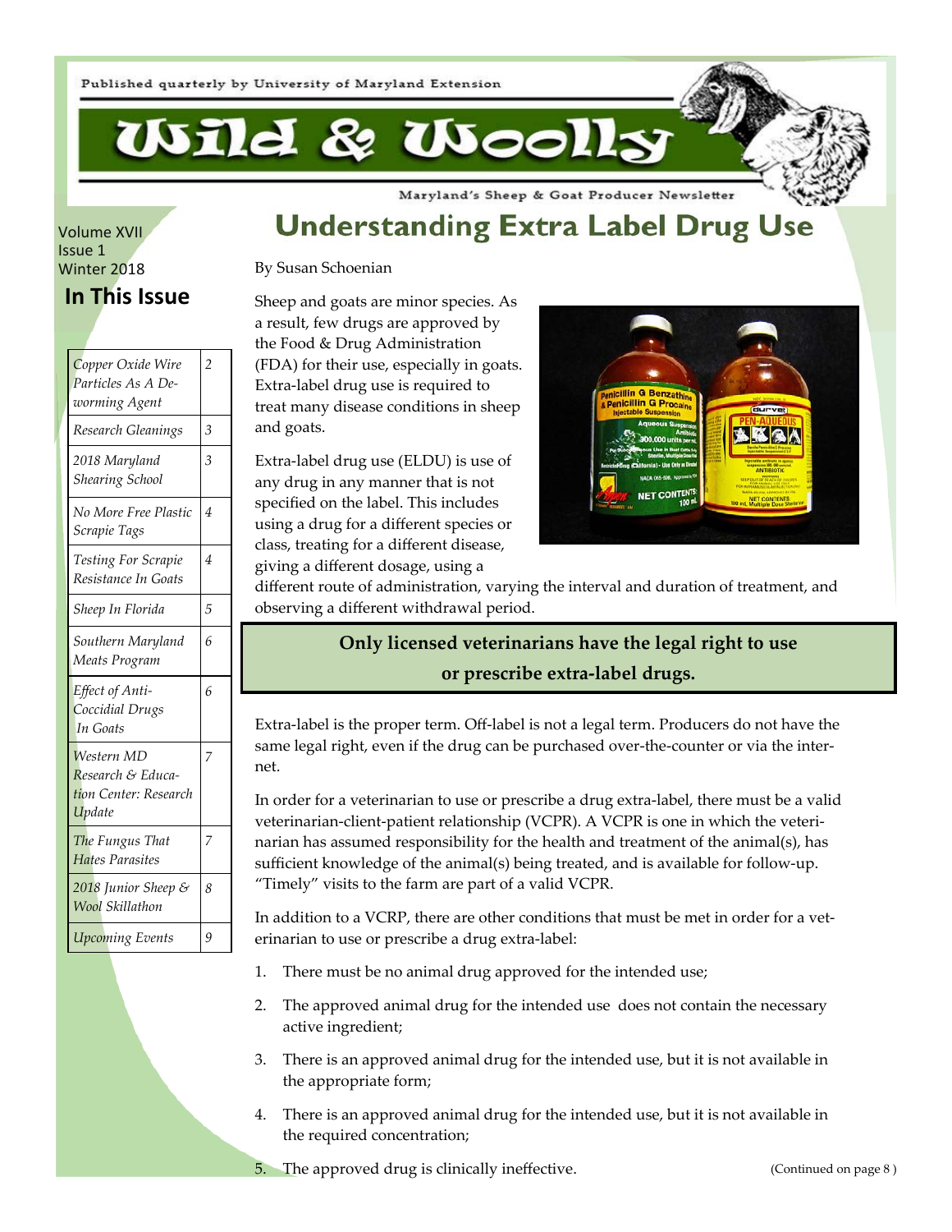Published quarterly by University of Maryland Extension

# Wild & Woolly

Maryland's Sheep & Goat Producer Newsletter

Volume XVII
Issue 1
Winter 2018

## In This Issue

| | |
|---|---|
| *Copper Oxide Wire Particles As A De-worming Agent* | 2 |
| *Research Gleanings* | 3 |
| *2018 Maryland Shearing School* | 3 |
| *No More Free Plastic Scrapie Tags* | 4 |
| *Testing For Scrapie Resistance In Goats* | 4 |
| *Sheep In Florida* | 5 |
| *Southern Maryland Meats Program* | 6 |
| *Effect of Anti-Coccidial Drugs In Goats* | 6 |
| *Western MD Research & Education Center: Research Update* | 7 |
| *The Fungus That Hates Parasites* | 7 |
| *2018 Junior Sheep & Wool Skillathon* | 8 |
| *Upcoming Events* | 9 |

# Understanding Extra Label Drug Use

By Susan Schoenian

Sheep and goats are minor species. As a result, few drugs are approved by the Food & Drug Administration (FDA) for their use, especially in goats. Extra-label drug use is required to treat many disease conditions in sheep and goats.

Extra-label drug use (ELDU) is use of any drug in any manner that is not specified on the label. This includes using a drug for a different species or class, treating for a different disease, giving a different dosage, using a different route of administration, varying the interval and duration of treatment, and observing a different withdrawal period.

**Only licensed veterinarians have the legal right to use or prescribe extra-label drugs.**

Extra-label is the proper term. Off-label is not a legal term. Producers do not have the same legal right, even if the drug can be purchased over-the-counter or via the internet.

In order for a veterinarian to use or prescribe a drug extra-label, there must be a valid veterinarian-client-patient relationship (VCPR). A VCPR is one in which the veterinarian has assumed responsibility for the health and treatment of the animal(s), has sufficient knowledge of the animal(s) being treated, and is available for follow-up. "Timely" visits to the farm are part of a valid VCPR.

In addition to a VCRP, there are other conditions that must be met in order for a veterinarian to use or prescribe a drug extra-label:

1. There must be no animal drug approved for the intended use;
2. The approved animal drug for the intended use does not contain the necessary active ingredient;
3. There is an approved animal drug for the intended use, but it is not available in the appropriate form;
4. There is an approved animal drug for the intended use, but it is not available in the required concentration;
5. The approved drug is clinically ineffective.

(Continued on page 8 )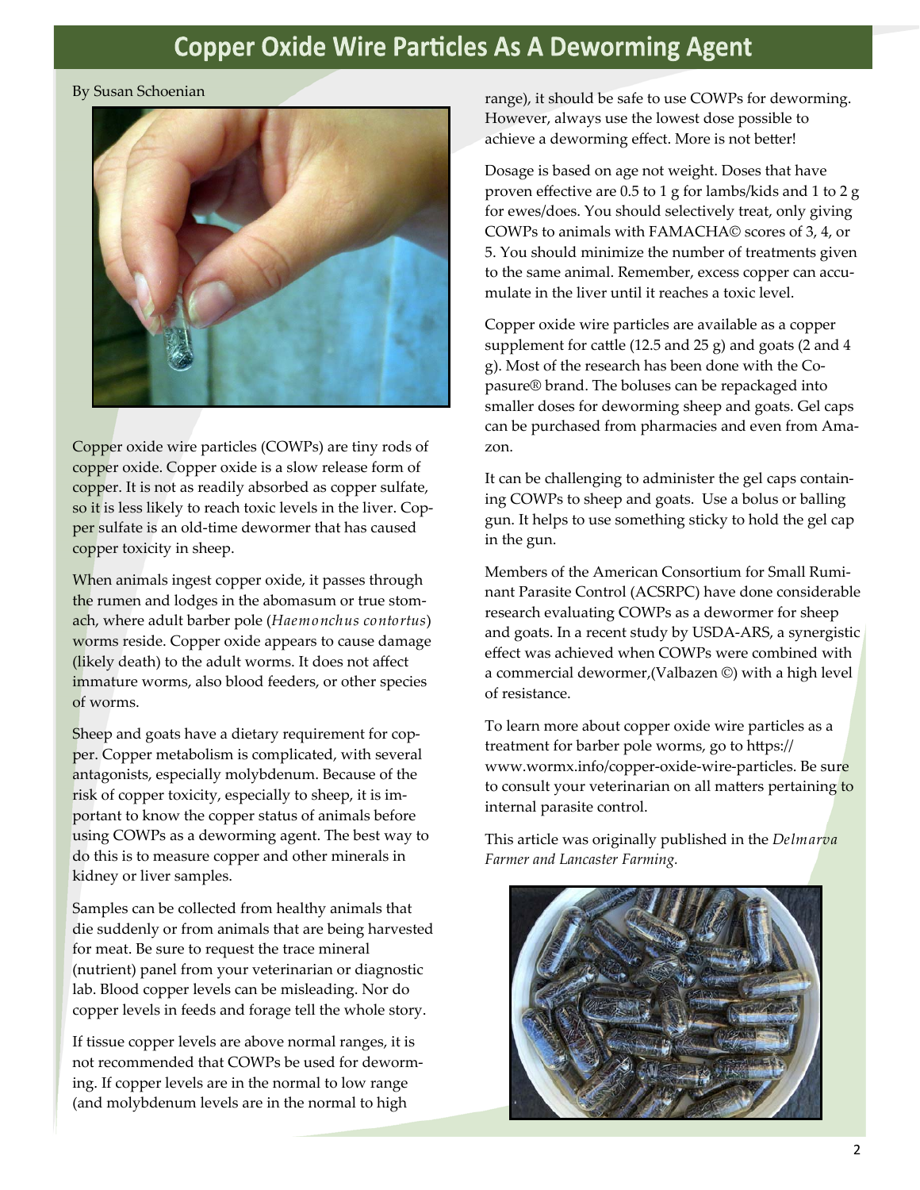# Copper Oxide Wire Particles As A Deworming Agent

By Susan Schoenian

Copper oxide wire particles (COWPs) are tiny rods of copper oxide. Copper oxide is a slow release form of copper. It is not as readily absorbed as copper sulfate, so it is less likely to reach toxic levels in the liver. Copper sulfate is an old-time dewormer that has caused copper toxicity in sheep.

When animals ingest copper oxide, it passes through the rumen and lodges in the abomasum or true stomach, where adult barber pole (*Haemonchus contortus*) worms reside. Copper oxide appears to cause damage (likely death) to the adult worms. It does not affect immature worms, also blood feeders, or other species of worms.

Sheep and goats have a dietary requirement for copper. Copper metabolism is complicated, with several antagonists, especially molybdenum. Because of the risk of copper toxicity, especially to sheep, it is important to know the copper status of animals before using COWPs as a deworming agent. The best way to do this is to measure copper and other minerals in kidney or liver samples.

Samples can be collected from healthy animals that die suddenly or from animals that are being harvested for meat. Be sure to request the trace mineral (nutrient) panel from your veterinarian or diagnostic lab. Blood copper levels can be misleading. Nor do copper levels in feeds and forage tell the whole story.

If tissue copper levels are above normal ranges, it is not recommended that COWPs be used for deworming. If copper levels are in the normal to low range (and molybdenum levels are in the normal to high range), it should be safe to use COWPs for deworming. However, always use the lowest dose possible to achieve a deworming effect. More is not better!

Dosage is based on age not weight. Doses that have proven effective are 0.5 to 1 g for lambs/kids and 1 to 2 g for ewes/does. You should selectively treat, only giving COWPs to animals with FAMACHA© scores of 3, 4, or 5. You should minimize the number of treatments given to the same animal. Remember, excess copper can accumulate in the liver until it reaches a toxic level.

Copper oxide wire particles are available as a copper supplement for cattle (12.5 and 25 g) and goats (2 and 4 g). Most of the research has been done with the Copasure® brand. The boluses can be repackaged into smaller doses for deworming sheep and goats. Gel caps can be purchased from pharmacies and even from Amazon.

It can be challenging to administer the gel caps containing COWPs to sheep and goats. Use a bolus or balling gun. It helps to use something sticky to hold the gel cap in the gun.

Members of the American Consortium for Small Ruminant Parasite Control (ACSRPC) have done considerable research evaluating COWPs as a dewormer for sheep and goats. In a recent study by USDA-ARS, a synergistic effect was achieved when COWPs were combined with a commercial dewormer,(Valbazen ©) with a high level of resistance.

To learn more about copper oxide wire particles as a treatment for barber pole worms, go to https://www.wormx.info/copper-oxide-wire-particles. Be sure to consult your veterinarian on all matters pertaining to internal parasite control.

This article was originally published in the *Delmarva Farmer and Lancaster Farming.*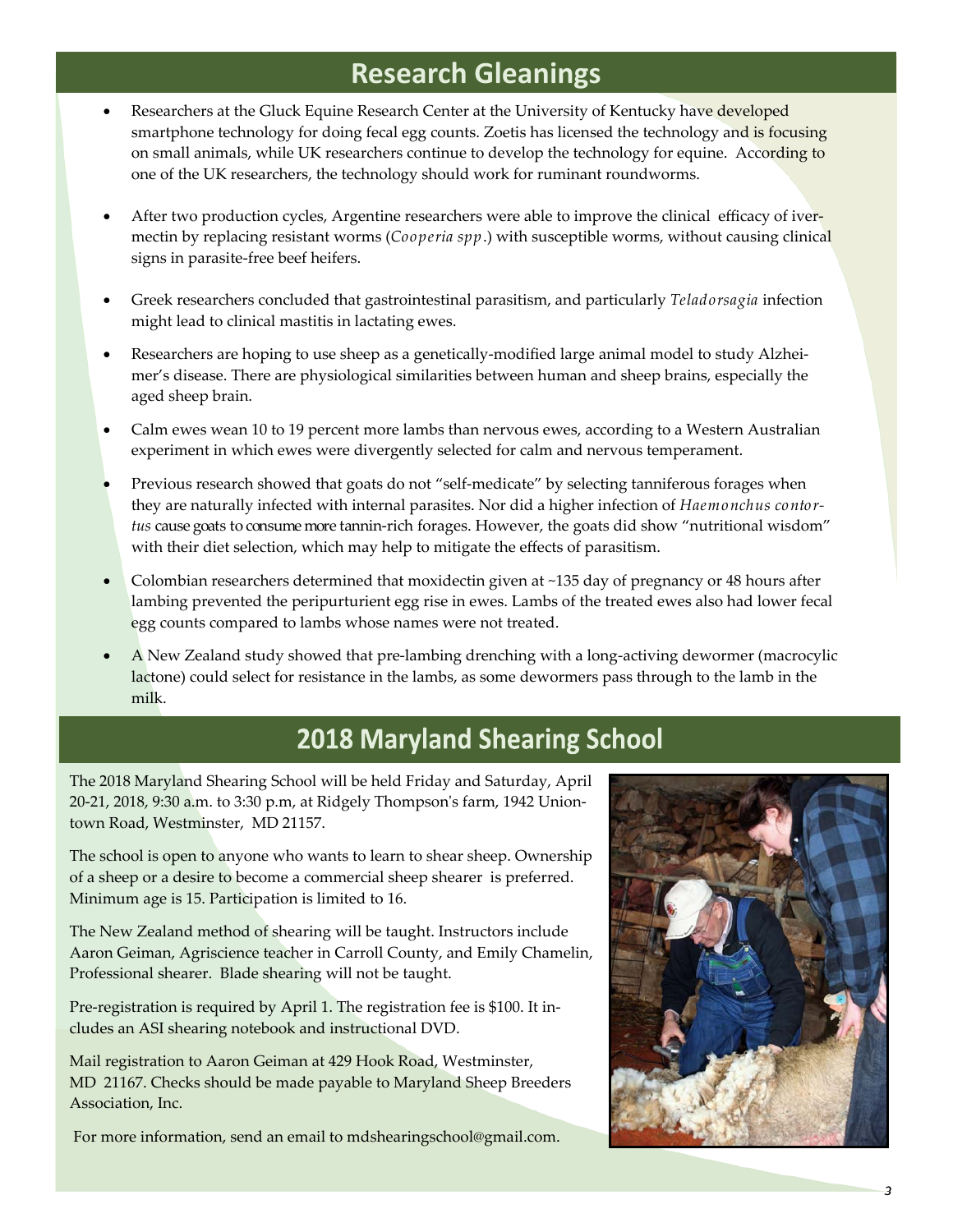## Research Gleanings

- Researchers at the Gluck Equine Research Center at the University of Kentucky have developed smartphone technology for doing fecal egg counts. Zoetis has licensed the technology and is focusing on small animals, while UK researchers continue to develop the technology for equine. According to one of the UK researchers, the technology should work for ruminant roundworms.
- After two production cycles, Argentine researchers were able to improve the clinical efficacy of ivermectin by replacing resistant worms (*Cooperia spp*.) with susceptible worms, without causing clinical signs in parasite-free beef heifers.
- Greek researchers concluded that gastrointestinal parasitism, and particularly *Teladorsagia* infection might lead to clinical mastitis in lactating ewes.
- Researchers are hoping to use sheep as a genetically-modified large animal model to study Alzheimer's disease. There are physiological similarities between human and sheep brains, especially the aged sheep brain.
- Calm ewes wean 10 to 19 percent more lambs than nervous ewes, according to a Western Australian experiment in which ewes were divergently selected for calm and nervous temperament.
- Previous research showed that goats do not "self-medicate" by selecting tanniferous forages when they are naturally infected with internal parasites. Nor did a higher infection of *Haemonchus contortus* cause goats to consume more tannin-rich forages. However, the goats did show "nutritional wisdom" with their diet selection, which may help to mitigate the effects of parasitism.
- Colombian researchers determined that moxidectin given at ~135 day of pregnancy or 48 hours after lambing prevented the peripurturient egg rise in ewes. Lambs of the treated ewes also had lower fecal egg counts compared to lambs whose names were not treated.
- A New Zealand study showed that pre-lambing drenching with a long-activing dewormer (macrocylic lactone) could select for resistance in the lambs, as some dewormers pass through to the lamb in the milk.

## 2018 Maryland Shearing School

The 2018 Maryland Shearing School will be held Friday and Saturday, April 20-21, 2018, 9:30 a.m. to 3:30 p.m, at Ridgely Thompson's farm, 1942 Uniontown Road, Westminster, MD 21157.

The school is open to anyone who wants to learn to shear sheep. Ownership of a sheep or a desire to become a commercial sheep shearer is preferred. Minimum age is 15. Participation is limited to 16.

The New Zealand method of shearing will be taught. Instructors include Aaron Geiman, Agriscience teacher in Carroll County, and Emily Chamelin, Professional shearer. Blade shearing will not be taught.

Pre-registration is required by April 1. The registration fee is $100. It includes an ASI shearing notebook and instructional DVD.

Mail registration to Aaron Geiman at 429 Hook Road, Westminster, MD 21167. Checks should be made payable to Maryland Sheep Breeders Association, Inc.

For more information, send an email to mdshearingschool@gmail.com.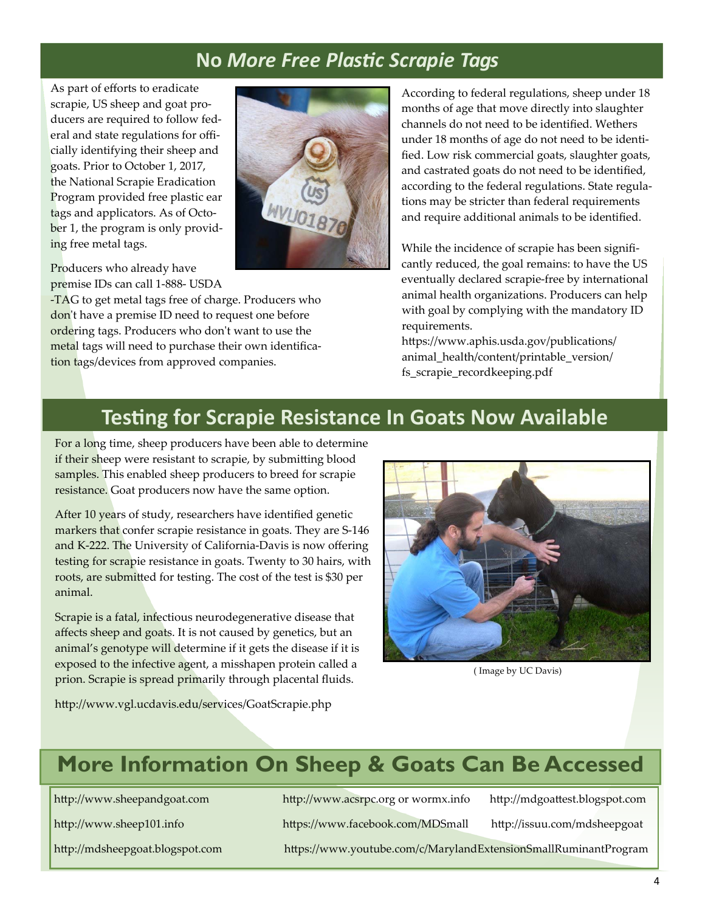## No *More Free Plastic Scrapie Tags*

As part of efforts to eradicate scrapie, US sheep and goat producers are required to follow federal and state regulations for officially identifying their sheep and goats. Prior to October 1, 2017, the National Scrapie Eradication Program provided free plastic ear tags and applicators. As of October 1, the program is only providing free metal tags.

Producers who already have premise IDs can call 1-888- USDA-TAG to get metal tags free of charge. Producers who don't have a premise ID need to request one before ordering tags. Producers who don't want to use the metal tags will need to purchase their own identification tags/devices from approved companies.

According to federal regulations, sheep under 18 months of age that move directly into slaughter channels do not need to be identified. Wethers under 18 months of age do not need to be identified. Low risk commercial goats, slaughter goats, and castrated goats do not need to be identified, according to the federal regulations. State regulations may be stricter than federal requirements and require additional animals to be identified.

While the incidence of scrapie has been significantly reduced, the goal remains: to have the US eventually declared scrapie-free by international animal health organizations. Producers can help with goal by complying with the mandatory ID requirements.

https://www.aphis.usda.gov/publications/animal_health/content/printable_version/fs_scrapie_recordkeeping.pdf

## Testing for Scrapie Resistance In Goats Now Available

For a long time, sheep producers have been able to determine if their sheep were resistant to scrapie, by submitting blood samples. This enabled sheep producers to breed for scrapie resistance. Goat producers now have the same option.

After 10 years of study, researchers have identified genetic markers that confer scrapie resistance in goats. They are S-146 and K-222. The University of California-Davis is now offering testing for scrapie resistance in goats. Twenty to 30 hairs, with roots, are submitted for testing. The cost of the test is $30 per animal.

Scrapie is a fatal, infectious neurodegenerative disease that affects sheep and goats. It is not caused by genetics, but an animal's genotype will determine if it gets the disease if it is exposed to the infective agent, a misshapen protein called a prion. Scrapie is spread primarily through placental fluids.

( Image by UC Davis)

http://www.vgl.ucdavis.edu/services/GoatScrapie.php

## More Information On Sheep & Goats Can Be Accessed

http://www.sheepandgoat.com

http://www.sheep101.info

http://mdsheepgoat.blogspot.com

http://www.acsrpc.org or wormx.info

https://www.facebook.com/MDSmall

https://www.youtube.com/c/MarylandExtensionSmallRuminantProgram

http://mdgoattest.blogspot.com

http://issuu.com/mdsheepgoat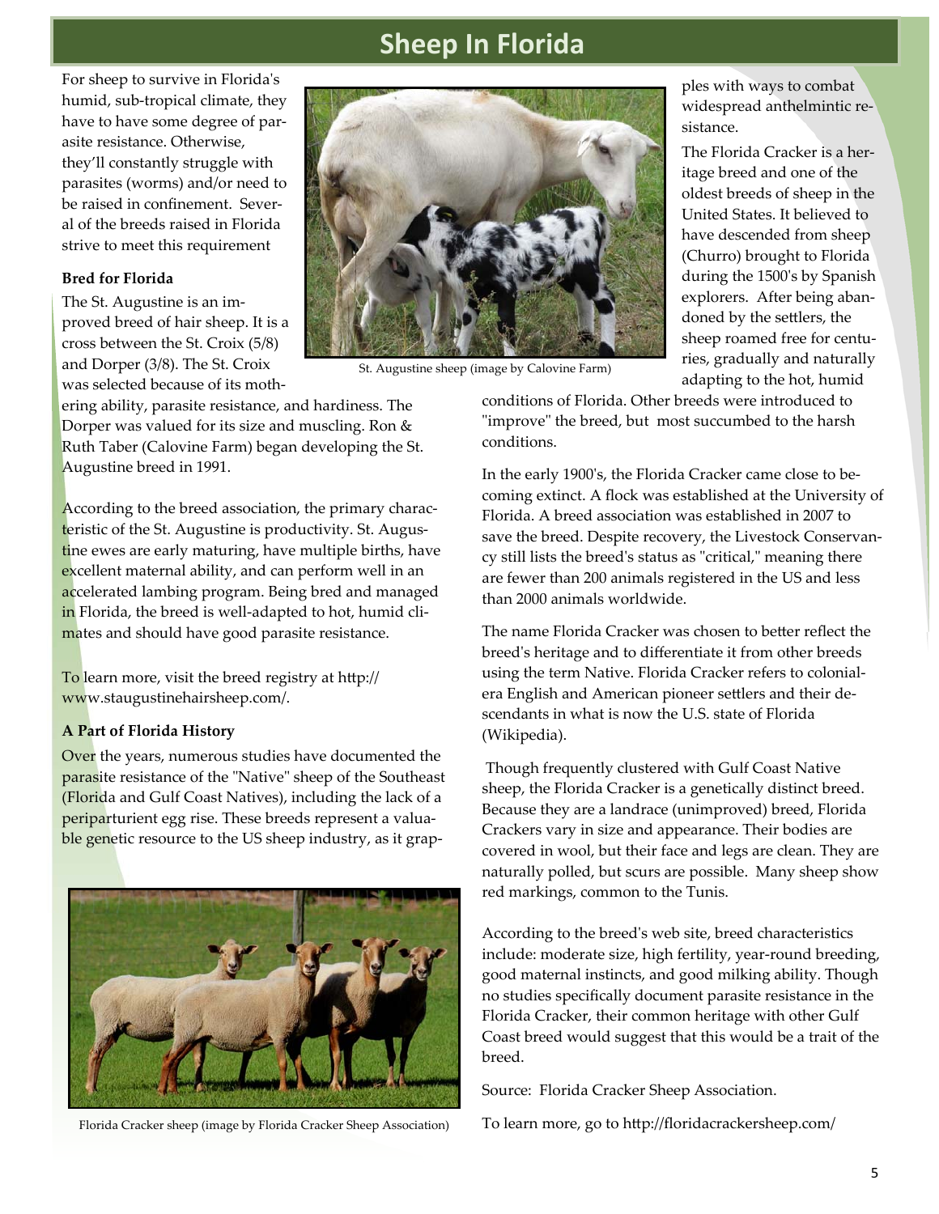# Sheep In Florida

For sheep to survive in Florida's humid, sub-tropical climate, they have to have some degree of parasite resistance. Otherwise, they'll constantly struggle with parasites (worms) and/or need to be raised in confinement. Several of the breeds raised in Florida strive to meet this requirement

**Bred for Florida**

The St. Augustine is an improved breed of hair sheep. It is a cross between the St. Croix (5/8) and Dorper (3/8). The St. Croix was selected because of its mothering ability, parasite resistance, and hardiness. The Dorper was valued for its size and muscling. Ron & Ruth Taber (Calovine Farm) began developing the St. Augustine breed in 1991.

St. Augustine sheep (image by Calovine Farm)

According to the breed association, the primary characteristic of the St. Augustine is productivity. St. Augustine ewes are early maturing, have multiple births, have excellent maternal ability, and can perform well in an accelerated lambing program. Being bred and managed in Florida, the breed is well-adapted to hot, humid climates and should have good parasite resistance.

To learn more, visit the breed registry at http://www.staugustinehairsheep.com/.

**A Part of Florida History**

Over the years, numerous studies have documented the parasite resistance of the "Native" sheep of the Southeast (Florida and Gulf Coast Natives), including the lack of a periparturient egg rise. These breeds represent a valuable genetic resource to the US sheep industry, as it grapples with ways to combat widespread anthelmintic resistance.

Florida Cracker sheep (image by Florida Cracker Sheep Association)

The Florida Cracker is a heritage breed and one of the oldest breeds of sheep in the United States. It believed to have descended from sheep (Churro) brought to Florida during the 1500's by Spanish explorers. After being abandoned by the settlers, the sheep roamed free for centuries, gradually and naturally adapting to the hot, humid conditions of Florida. Other breeds were introduced to "improve" the breed, but most succumbed to the harsh conditions.

In the early 1900's, the Florida Cracker came close to becoming extinct. A flock was established at the University of Florida. A breed association was established in 2007 to save the breed. Despite recovery, the Livestock Conservancy still lists the breed's status as "critical," meaning there are fewer than 200 animals registered in the US and less than 2000 animals worldwide.

The name Florida Cracker was chosen to better reflect the breed's heritage and to differentiate it from other breeds using the term Native. Florida Cracker refers to colonial-era English and American pioneer settlers and their descendants in what is now the U.S. state of Florida (Wikipedia).

Though frequently clustered with Gulf Coast Native sheep, the Florida Cracker is a genetically distinct breed. Because they are a landrace (unimproved) breed, Florida Crackers vary in size and appearance. Their bodies are covered in wool, but their face and legs are clean. They are naturally polled, but scurs are possible. Many sheep show red markings, common to the Tunis.

According to the breed's web site, breed characteristics include: moderate size, high fertility, year-round breeding, good maternal instincts, and good milking ability. Though no studies specifically document parasite resistance in the Florida Cracker, their common heritage with other Gulf Coast breed would suggest that this would be a trait of the breed.

Source: Florida Cracker Sheep Association.

To learn more, go to http://floridacrackersheep.com/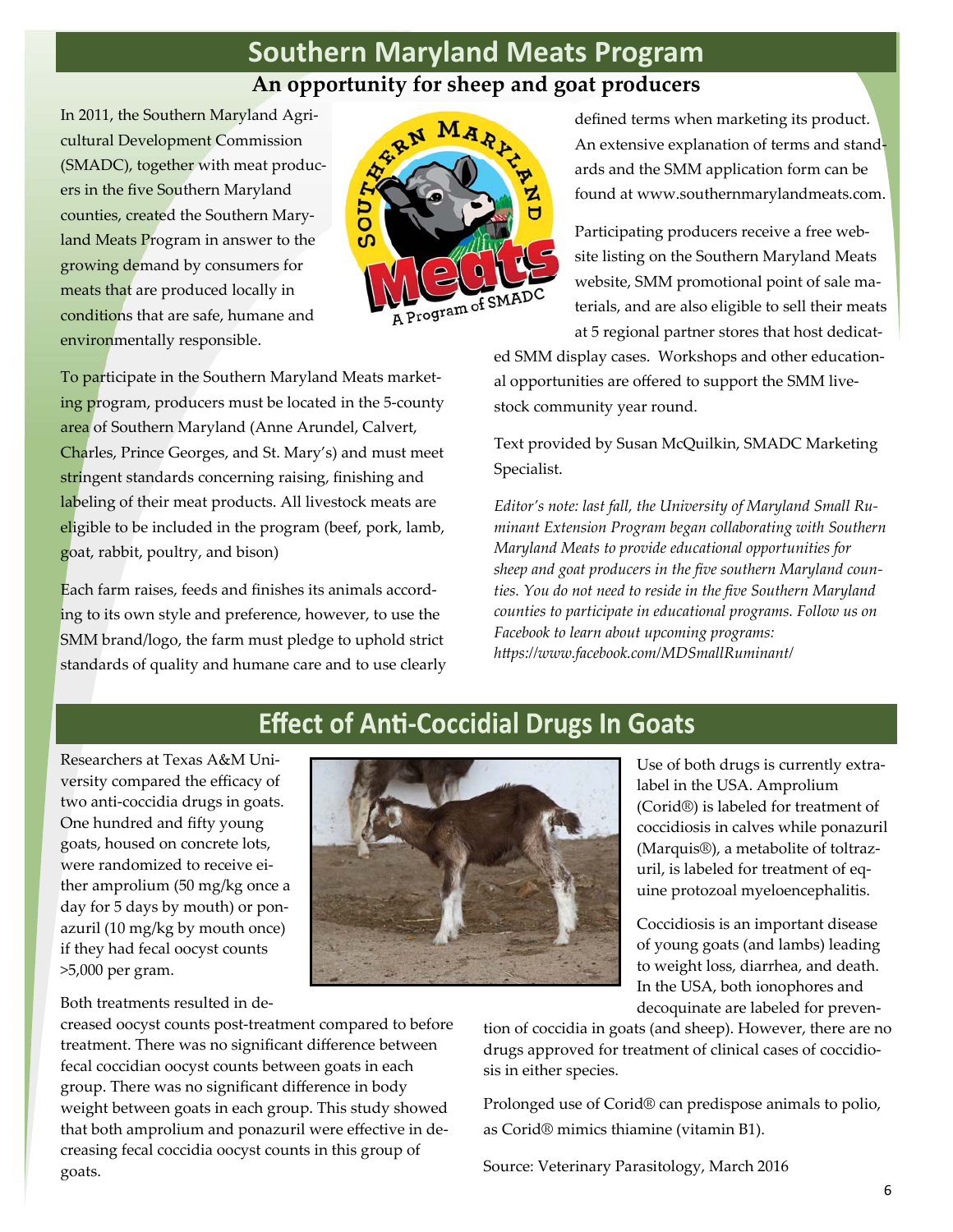## Southern Maryland Meats Program

### An opportunity for sheep and goat producers

In 2011, the Southern Maryland Agricultural Development Commission (SMADC), together with meat producers in the five Southern Maryland counties, created the Southern Maryland Meats Program in answer to the growing demand by consumers for meats that are produced locally in conditions that are safe, humane and environmentally responsible.

To participate in the Southern Maryland Meats marketing program, producers must be located in the 5-county area of Southern Maryland (Anne Arundel, Calvert, Charles, Prince Georges, and St. Mary's) and must meet stringent standards concerning raising, finishing and labeling of their meat products. All livestock meats are eligible to be included in the program (beef, pork, lamb, goat, rabbit, poultry, and bison)

Each farm raises, feeds and finishes its animals according to its own style and preference, however, to use the SMM brand/logo, the farm must pledge to uphold strict standards of quality and humane care and to use clearly defined terms when marketing its product. An extensive explanation of terms and standards and the SMM application form can be found at www.southernmarylandmeats.com.

Participating producers receive a free website listing on the Southern Maryland Meats website, SMM promotional point of sale materials, and are also eligible to sell their meats at 5 regional partner stores that host dedicated SMM display cases. Workshops and other educational opportunities are offered to support the SMM livestock community year round.

Text provided by Susan McQuilkin, SMADC Marketing Specialist.

*Editor's note: last fall, the University of Maryland Small Ruminant Extension Program began collaborating with Southern Maryland Meats to provide educational opportunities for sheep and goat producers in the five southern Maryland counties. You do not need to reside in the five Southern Maryland counties to participate in educational programs. Follow us on Facebook to learn about upcoming programs: https://www.facebook.com/MDSmallRuminant/*

## Effect of Anti-Coccidial Drugs In Goats

Researchers at Texas A&M University compared the efficacy of two anti-coccidia drugs in goats. One hundred and fifty young goats, housed on concrete lots, were randomized to receive either amprolium (50 mg/kg once a day for 5 days by mouth) or ponazuril (10 mg/kg by mouth once) if they had fecal oocyst counts >5,000 per gram.

Both treatments resulted in decreased oocyst counts post-treatment compared to before treatment. There was no significant difference between fecal coccidian oocyst counts between goats in each group. There was no significant difference in body weight between goats in each group. This study showed that both amprolium and ponazuril were effective in decreasing fecal coccidia oocyst counts in this group of goats.

Use of both drugs is currently extra-label in the USA. Amprolium (Corid®) is labeled for treatment of coccidiosis in calves while ponazuril (Marquis®), a metabolite of toltrazuril, is labeled for treatment of equine protozoal myeloencephalitis.

Coccidiosis is an important disease of young goats (and lambs) leading to weight loss, diarrhea, and death. In the USA, both ionophores and decoquinate are labeled for prevention of coccidia in goats (and sheep). However, there are no drugs approved for treatment of clinical cases of coccidiosis in either species.

Prolonged use of Corid® can predispose animals to polio, as Corid® mimics thiamine (vitamin B1).

Source: Veterinary Parasitology, March 2016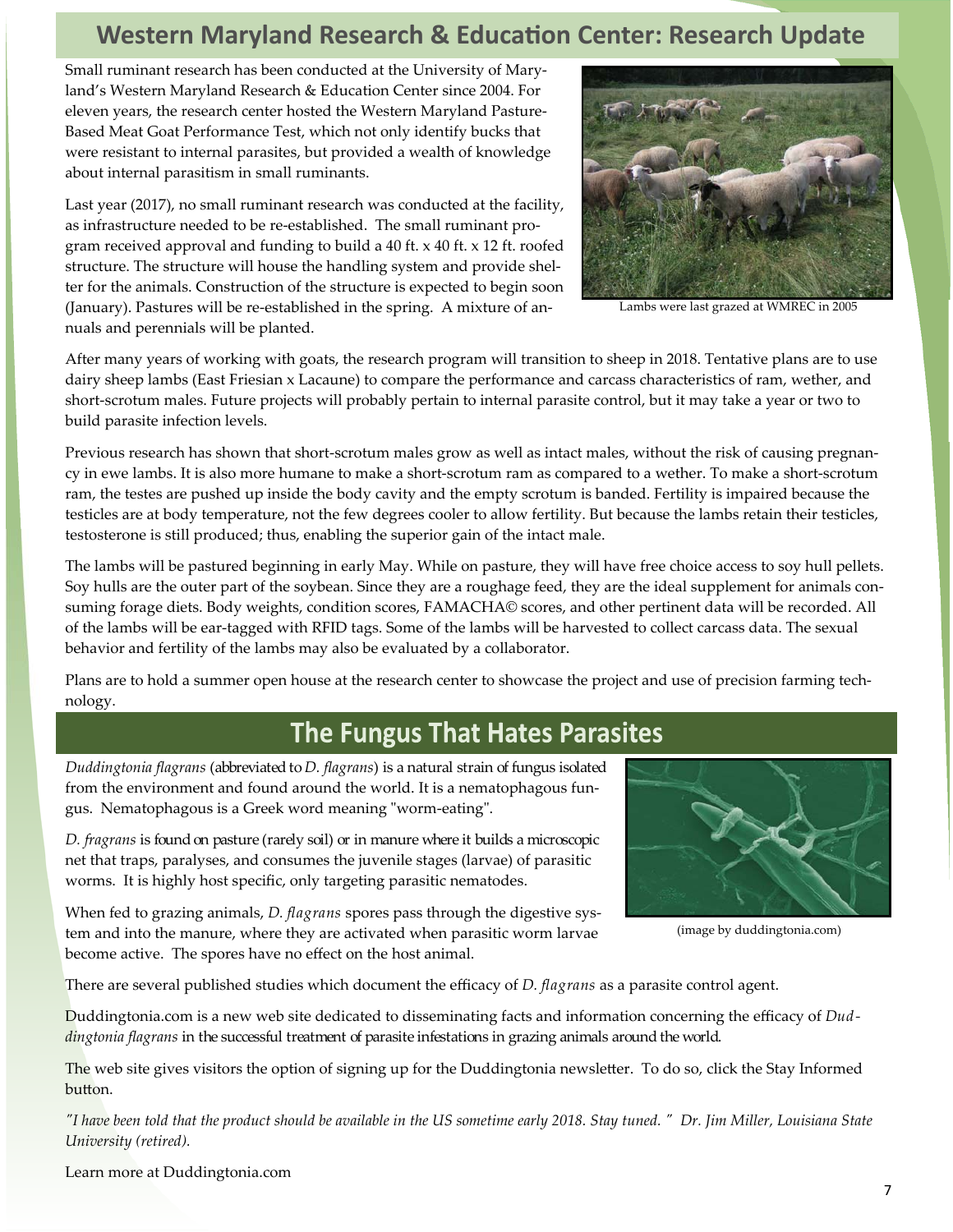## Western Maryland Research & Education Center: Research Update

Small ruminant research has been conducted at the University of Maryland's Western Maryland Research & Education Center since 2004. For eleven years, the research center hosted the Western Maryland Pasture-Based Meat Goat Performance Test, which not only identify bucks that were resistant to internal parasites, but provided a wealth of knowledge about internal parasitism in small ruminants.

Last year (2017), no small ruminant research was conducted at the facility, as infrastructure needed to be re-established. The small ruminant program received approval and funding to build a 40 ft. x 40 ft. x 12 ft. roofed structure. The structure will house the handling system and provide shelter for the animals. Construction of the structure is expected to begin soon (January). Pastures will be re-established in the spring. A mixture of annuals and perennials will be planted.

Lambs were last grazed at WMREC in 2005

After many years of working with goats, the research program will transition to sheep in 2018. Tentative plans are to use dairy sheep lambs (East Friesian x Lacaune) to compare the performance and carcass characteristics of ram, wether, and short-scrotum males. Future projects will probably pertain to internal parasite control, but it may take a year or two to build parasite infection levels.

Previous research has shown that short-scrotum males grow as well as intact males, without the risk of causing pregnancy in ewe lambs. It is also more humane to make a short-scrotum ram as compared to a wether. To make a short-scrotum ram, the testes are pushed up inside the body cavity and the empty scrotum is banded. Fertility is impaired because the testicles are at body temperature, not the few degrees cooler to allow fertility. But because the lambs retain their testicles, testosterone is still produced; thus, enabling the superior gain of the intact male.

The lambs will be pastured beginning in early May. While on pasture, they will have free choice access to soy hull pellets. Soy hulls are the outer part of the soybean. Since they are a roughage feed, they are the ideal supplement for animals consuming forage diets. Body weights, condition scores, FAMACHA© scores, and other pertinent data will be recorded. All of the lambs will be ear-tagged with RFID tags. Some of the lambs will be harvested to collect carcass data. The sexual behavior and fertility of the lambs may also be evaluated by a collaborator.

Plans are to hold a summer open house at the research center to showcase the project and use of precision farming technology.

## The Fungus That Hates Parasites

*Duddingtonia flagrans* (abbreviated to *D. flagrans*) is a natural strain of fungus isolated from the environment and found around the world. It is a nematophagous fungus. Nematophagous is a Greek word meaning "worm-eating".

*D. fragrans* is found on pasture (rarely soil) or in manure where it builds a microscopic net that traps, paralyses, and consumes the juvenile stages (larvae) of parasitic worms. It is highly host specific, only targeting parasitic nematodes.

When fed to grazing animals, *D. flagrans* spores pass through the digestive system and into the manure, where they are activated when parasitic worm larvae become active. The spores have no effect on the host animal.

(image by duddingtonia.com)

There are several published studies which document the efficacy of *D. flagrans* as a parasite control agent.

Duddingtonia.com is a new web site dedicated to disseminating facts and information concerning the efficacy of *Duddingtonia flagrans* in the successful treatment of parasite infestations in grazing animals around the world.

The web site gives visitors the option of signing up for the Duddingtonia newsletter. To do so, click the Stay Informed button.

*"I have been told that the product should be available in the US sometime early 2018. Stay tuned. " Dr. Jim Miller, Louisiana State University (retired).*

Learn more at Duddingtonia.com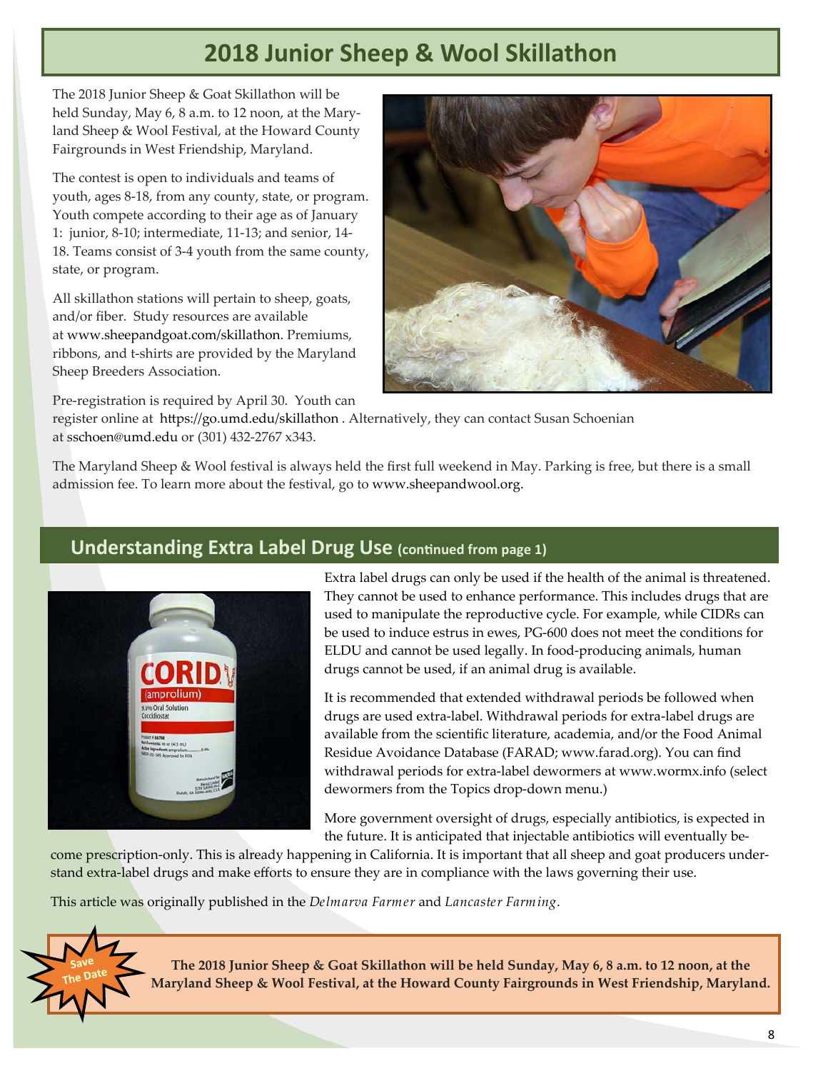## 2018 Junior Sheep & Wool Skillathon

The 2018 Junior Sheep & Goat Skillathon will be held Sunday, May 6, 8 a.m. to 12 noon, at the Maryland Sheep & Wool Festival, at the Howard County Fairgrounds in West Friendship, Maryland.

The contest is open to individuals and teams of youth, ages 8-18, from any county, state, or program. Youth compete according to their age as of January 1: junior, 8-10; intermediate, 11-13; and senior, 14-18. Teams consist of 3-4 youth from the same county, state, or program.

All skillathon stations will pertain to sheep, goats, and/or fiber. Study resources are available at www.sheepandgoat.com/skillathon. Premiums, ribbons, and t-shirts are provided by the Maryland Sheep Breeders Association.

Pre-registration is required by April 30. Youth can register online at https://go.umd.edu/skillathon . Alternatively, they can contact Susan Schoenian at sschoen@umd.edu or (301) 432-2767 x343.

The Maryland Sheep & Wool festival is always held the first full weekend in May. Parking is free, but there is a small admission fee. To learn more about the festival, go to www.sheepandwool.org.

## Understanding Extra Label Drug Use (continued from page 1)

Extra label drugs can only be used if the health of the animal is threatened. They cannot be used to enhance performance. This includes drugs that are used to manipulate the reproductive cycle. For example, while CIDRs can be used to induce estrus in ewes, PG-600 does not meet the conditions for ELDU and cannot be used legally. In food-producing animals, human drugs cannot be used, if an animal drug is available.

It is recommended that extended withdrawal periods be followed when drugs are used extra-label. Withdrawal periods for extra-label drugs are available from the scientific literature, academia, and/or the Food Animal Residue Avoidance Database (FARAD; www.farad.org). You can find withdrawal periods for extra-label dewormers at www.wormx.info (select dewormers from the Topics drop-down menu.)

More government oversight of drugs, especially antibiotics, is expected in the future. It is anticipated that injectable antibiotics will eventually become prescription-only. This is already happening in California. It is important that all sheep and goat producers understand extra-label drugs and make efforts to ensure they are in compliance with the laws governing their use.

This article was originally published in the *Delmarva Farmer* and *Lancaster Farming*.

Save The Date

**The 2018 Junior Sheep & Goat Skillathon will be held Sunday, May 6, 8 a.m. to 12 noon, at the Maryland Sheep & Wool Festival, at the Howard County Fairgrounds in West Friendship, Maryland.**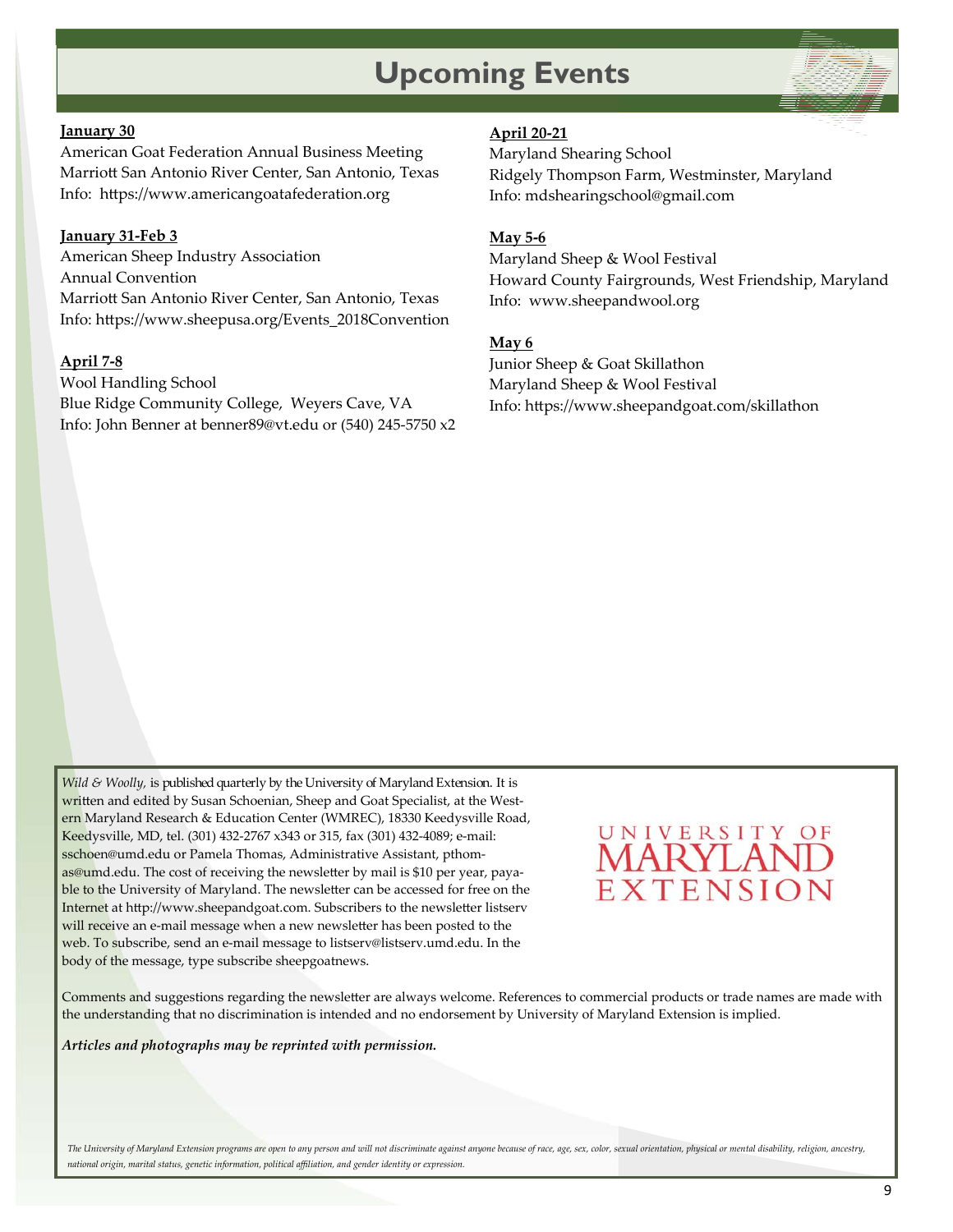# Upcoming Events

**January 30**
American Goat Federation Annual Business Meeting
Marriott San Antonio River Center, San Antonio, Texas
Info: https://www.americangoatafederation.org

**January 31-Feb 3**
American Sheep Industry Association
Annual Convention
Marriott San Antonio River Center, San Antonio, Texas
Info: https://www.sheepusa.org/Events_2018Convention

**April 7-8**
Wool Handling School
Blue Ridge Community College, Weyers Cave, VA
Info: John Benner at benner89@vt.edu or (540) 245-5750 x2

**April 20-21**
Maryland Shearing School
Ridgely Thompson Farm, Westminster, Maryland
Info: mdshearingschool@gmail.com

**May 5-6**
Maryland Sheep & Wool Festival
Howard County Fairgrounds, West Friendship, Maryland
Info: www.sheepandwool.org

**May 6**
Junior Sheep & Goat Skillathon
Maryland Sheep & Wool Festival
Info: https://www.sheepandgoat.com/skillathon

*Wild & Woolly,* is published quarterly by the University of Maryland Extension. It is written and edited by Susan Schoenian, Sheep and Goat Specialist, at the Western Maryland Research & Education Center (WMREC), 18330 Keedysville Road, Keedysville, MD, tel. (301) 432-2767 x343 or 315, fax (301) 432-4089; e-mail: sschoen@umd.edu or Pamela Thomas, Administrative Assistant, pthomas@umd.edu. The cost of receiving the newsletter by mail is $10 per year, payable to the University of Maryland. The newsletter can be accessed for free on the Internet at http://www.sheepandgoat.com. Subscribers to the newsletter listserv will receive an e-mail message when a new newsletter has been posted to the web. To subscribe, send an e-mail message to listserv@listserv.umd.edu. In the body of the message, type subscribe sheepgoatnews.

UNIVERSITY OF MARYLAND EXTENSION

Comments and suggestions regarding the newsletter are always welcome. References to commercial products or trade names are made with the understanding that no discrimination is intended and no endorsement by University of Maryland Extension is implied.

***Articles and photographs may be reprinted with permission.***

*The University of Maryland Extension programs are open to any person and will not discriminate against anyone because of race, age, sex, color, sexual orientation, physical or mental disability, religion, ancestry, national origin, marital status, genetic information, political affiliation, and gender identity or expression.*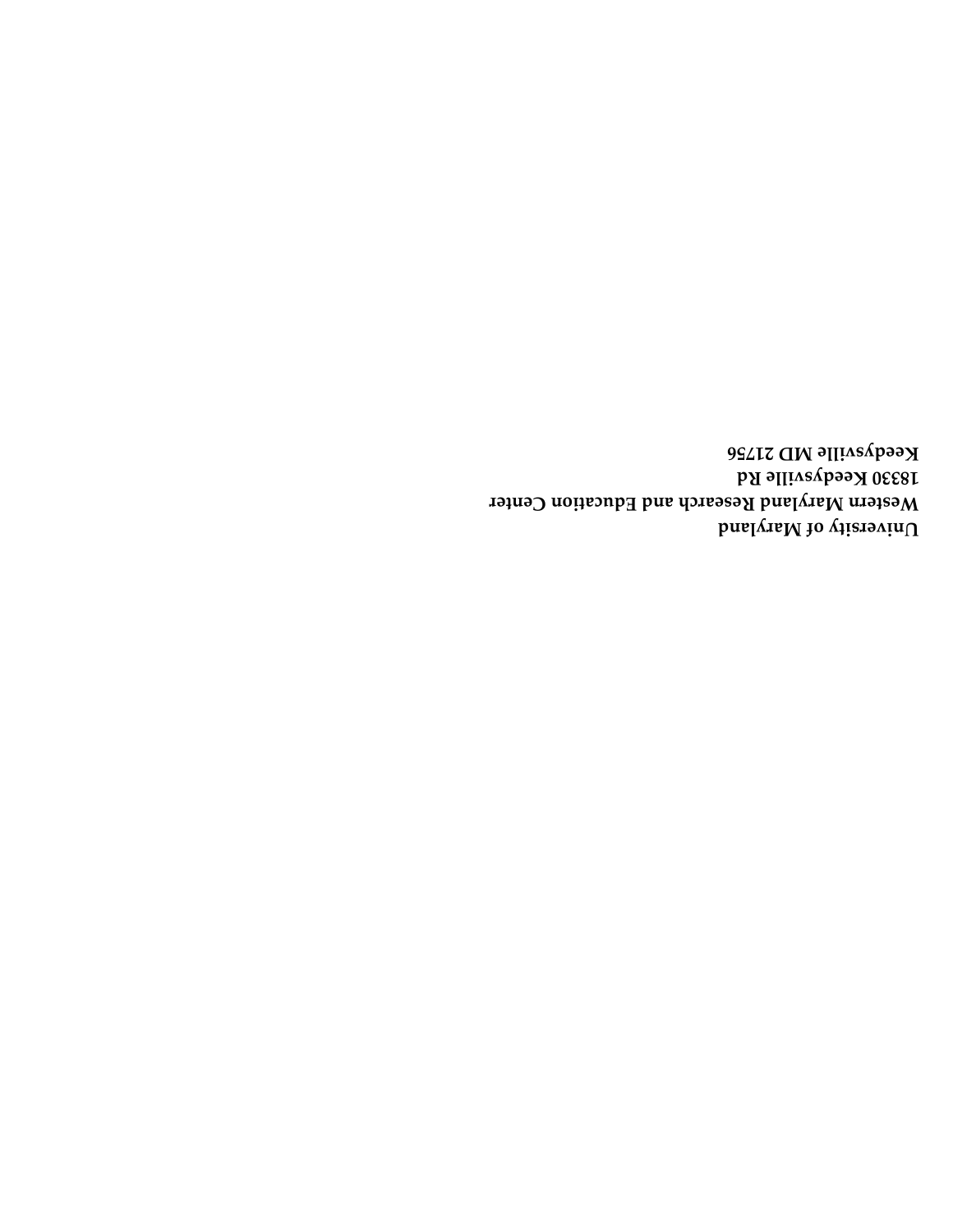**University of Maryland**

**Western Maryland Research and Education Center**

**18330 Keedysville Rd**

**Keedysville MD 21756**